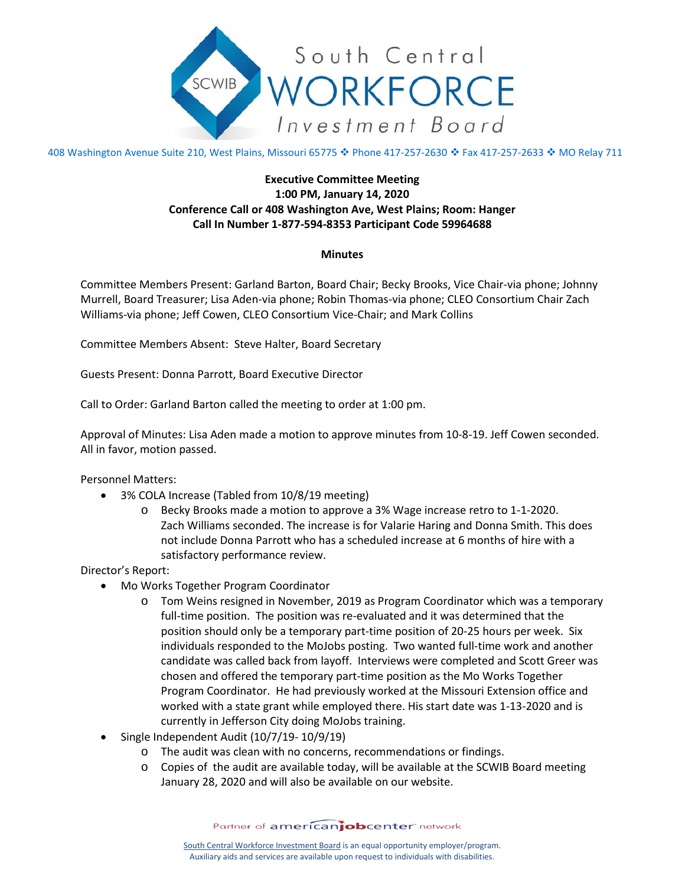# South Central WORKFORCE Investment Board

408 Washington Avenue Suite 210, West Plains, Missouri 65775 ❖ Phone 417-257-2630 ❖ Fax 417-257-2633 ❖ MO Relay 711

**Executive Committee Meeting**
**1:00 PM, January 14, 2020**
**Conference Call or 408 Washington Ave, West Plains; Room: Hanger**
**Call In Number 1-877-594-8353 Participant Code 59964688**

**Minutes**

Committee Members Present: Garland Barton, Board Chair; Becky Brooks, Vice Chair-via phone; Johnny Murrell, Board Treasurer; Lisa Aden-via phone; Robin Thomas-via phone; CLEO Consortium Chair Zach Williams-via phone; Jeff Cowen, CLEO Consortium Vice-Chair; and Mark Collins

Committee Members Absent: Steve Halter, Board Secretary

Guests Present: Donna Parrott, Board Executive Director

Call to Order: Garland Barton called the meeting to order at 1:00 pm.

Approval of Minutes: Lisa Aden made a motion to approve minutes from 10-8-19. Jeff Cowen seconded. All in favor, motion passed.

Personnel Matters:

- 3% COLA Increase (Tabled from 10/8/19 meeting)
  - Becky Brooks made a motion to approve a 3% Wage increase retro to 1-1-2020. Zach Williams seconded. The increase is for Valarie Haring and Donna Smith. This does not include Donna Parrott who has a scheduled increase at 6 months of hire with a satisfactory performance review.

Director's Report:

- Mo Works Together Program Coordinator
  - Tom Weins resigned in November, 2019 as Program Coordinator which was a temporary full-time position. The position was re-evaluated and it was determined that the position should only be a temporary part-time position of 20-25 hours per week. Six individuals responded to the MoJobs posting. Two wanted full-time work and another candidate was called back from layoff. Interviews were completed and Scott Greer was chosen and offered the temporary part-time position as the Mo Works Together Program Coordinator. He had previously worked at the Missouri Extension office and worked with a state grant while employed there. His start date was 1-13-2020 and is currently in Jefferson City doing MoJobs training.
- Single Independent Audit (10/7/19- 10/9/19)
  - The audit was clean with no concerns, recommendations or findings.
  - Copies of the audit are available today, will be available at the SCWIB Board meeting January 28, 2020 and will also be available on our website.

Partner of americanjobcenter network

South Central Workforce Investment Board is an equal opportunity employer/program.
Auxiliary aids and services are available upon request to individuals with disabilities.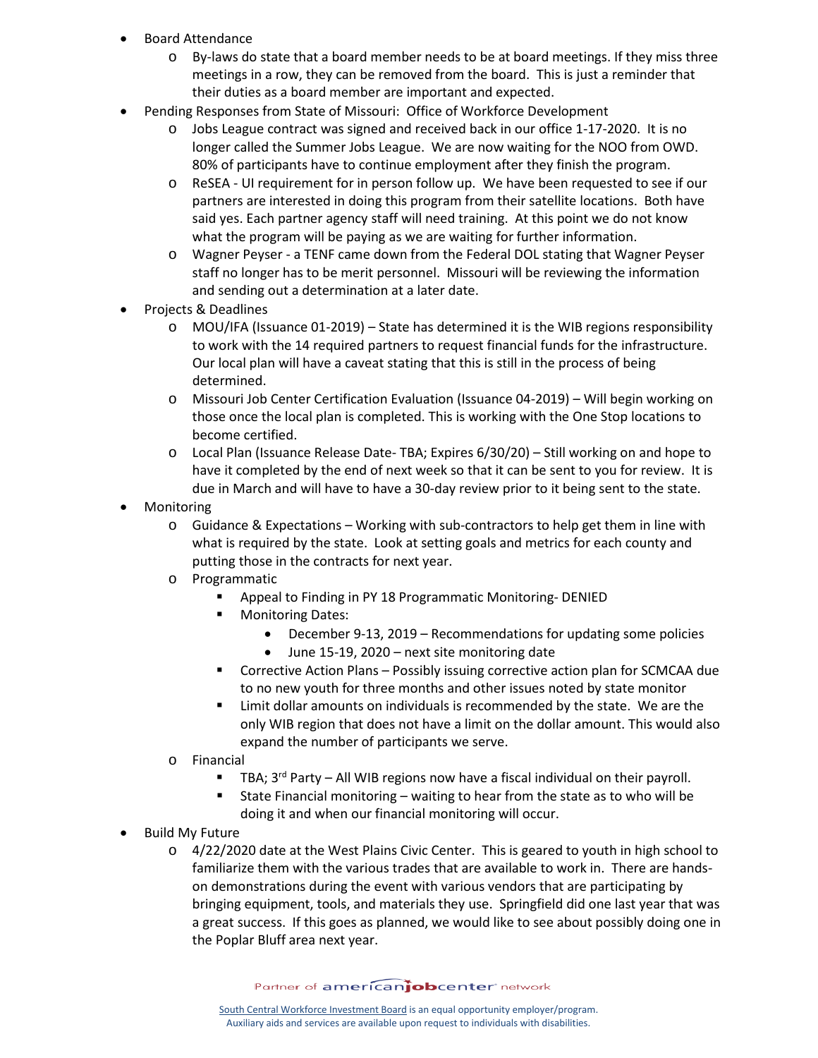- Board Attendance
  - By-laws do state that a board member needs to be at board meetings. If they miss three meetings in a row, they can be removed from the board. This is just a reminder that their duties as a board member are important and expected.
- Pending Responses from State of Missouri: Office of Workforce Development
  - Jobs League contract was signed and received back in our office 1-17-2020. It is no longer called the Summer Jobs League. We are now waiting for the NOO from OWD. 80% of participants have to continue employment after they finish the program.
  - ReSEA - UI requirement for in person follow up. We have been requested to see if our partners are interested in doing this program from their satellite locations. Both have said yes. Each partner agency staff will need training. At this point we do not know what the program will be paying as we are waiting for further information.
  - Wagner Peyser - a TENF came down from the Federal DOL stating that Wagner Peyser staff no longer has to be merit personnel. Missouri will be reviewing the information and sending out a determination at a later date.
- Projects & Deadlines
  - MOU/IFA (Issuance 01-2019) – State has determined it is the WIB regions responsibility to work with the 14 required partners to request financial funds for the infrastructure. Our local plan will have a caveat stating that this is still in the process of being determined.
  - Missouri Job Center Certification Evaluation (Issuance 04-2019) – Will begin working on those once the local plan is completed. This is working with the One Stop locations to become certified.
  - Local Plan (Issuance Release Date- TBA; Expires 6/30/20) – Still working on and hope to have it completed by the end of next week so that it can be sent to you for review. It is due in March and will have to have a 30-day review prior to it being sent to the state.
- Monitoring
  - Guidance & Expectations – Working with sub-contractors to help get them in line with what is required by the state. Look at setting goals and metrics for each county and putting those in the contracts for next year.
  - Programmatic
    - Appeal to Finding in PY 18 Programmatic Monitoring- DENIED
    - Monitoring Dates:
      - December 9-13, 2019 – Recommendations for updating some policies
      - June 15-19, 2020 – next site monitoring date
    - Corrective Action Plans – Possibly issuing corrective action plan for SCMCAA due to no new youth for three months and other issues noted by state monitor
    - Limit dollar amounts on individuals is recommended by the state. We are the only WIB region that does not have a limit on the dollar amount. This would also expand the number of participants we serve.
  - Financial
    - TBA; 3rd Party – All WIB regions now have a fiscal individual on their payroll.
    - State Financial monitoring – waiting to hear from the state as to who will be doing it and when our financial monitoring will occur.
- Build My Future
  - 4/22/2020 date at the West Plains Civic Center. This is geared to youth in high school to familiarize them with the various trades that are available to work in. There are hands-on demonstrations during the event with various vendors that are participating by bringing equipment, tools, and materials they use. Springfield did one last year that was a great success. If this goes as planned, we would like to see about possibly doing one in the Poplar Bluff area next year.

Partner of americanjobcenter network

South Central Workforce Investment Board is an equal opportunity employer/program. Auxiliary aids and services are available upon request to individuals with disabilities.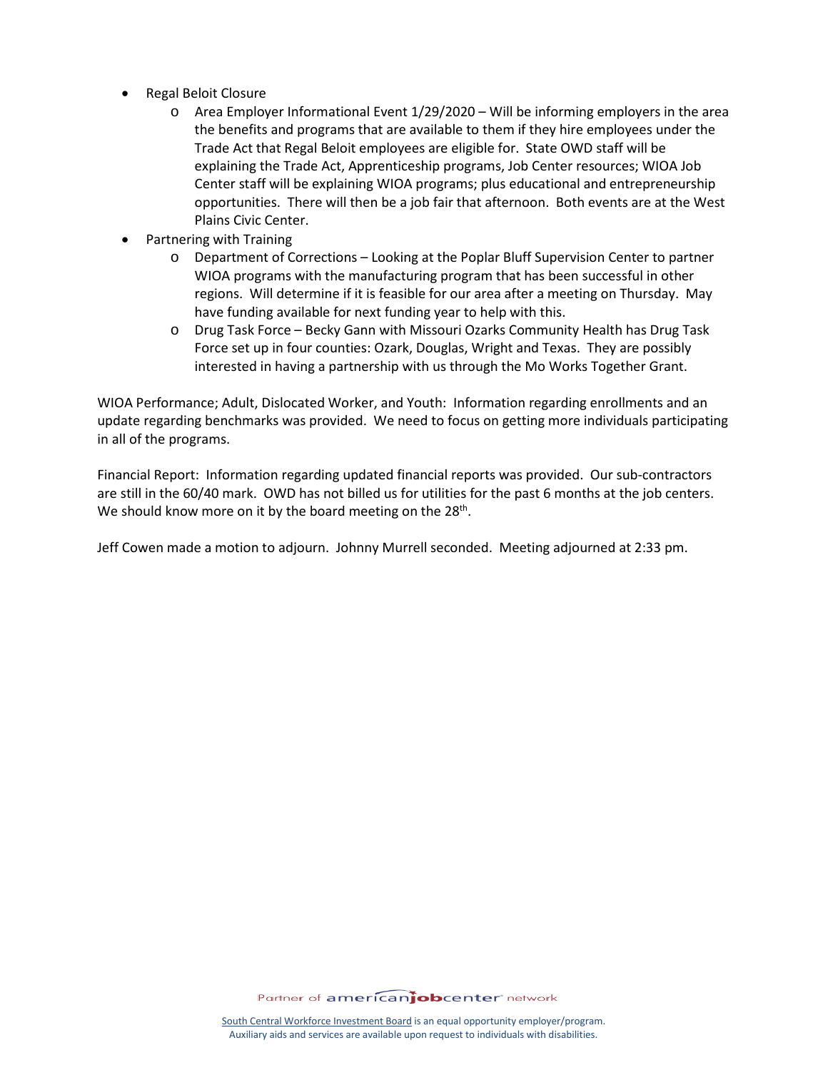- Regal Beloit Closure
  - Area Employer Informational Event 1/29/2020 – Will be informing employers in the area the benefits and programs that are available to them if they hire employees under the Trade Act that Regal Beloit employees are eligible for. State OWD staff will be explaining the Trade Act, Apprenticeship programs, Job Center resources; WIOA Job Center staff will be explaining WIOA programs; plus educational and entrepreneurship opportunities. There will then be a job fair that afternoon. Both events are at the West Plains Civic Center.
- Partnering with Training
  - Department of Corrections – Looking at the Poplar Bluff Supervision Center to partner WIOA programs with the manufacturing program that has been successful in other regions. Will determine if it is feasible for our area after a meeting on Thursday. May have funding available for next funding year to help with this.
  - Drug Task Force – Becky Gann with Missouri Ozarks Community Health has Drug Task Force set up in four counties: Ozark, Douglas, Wright and Texas. They are possibly interested in having a partnership with us through the Mo Works Together Grant.

WIOA Performance; Adult, Dislocated Worker, and Youth: Information regarding enrollments and an update regarding benchmarks was provided. We need to focus on getting more individuals participating in all of the programs.

Financial Report: Information regarding updated financial reports was provided. Our sub-contractors are still in the 60/40 mark. OWD has not billed us for utilities for the past 6 months at the job centers. We should know more on it by the board meeting on the 28th.

Jeff Cowen made a motion to adjourn. Johnny Murrell seconded. Meeting adjourned at 2:33 pm.

Partner of americanjobcenter network

South Central Workforce Investment Board is an equal opportunity employer/program.
Auxiliary aids and services are available upon request to individuals with disabilities.